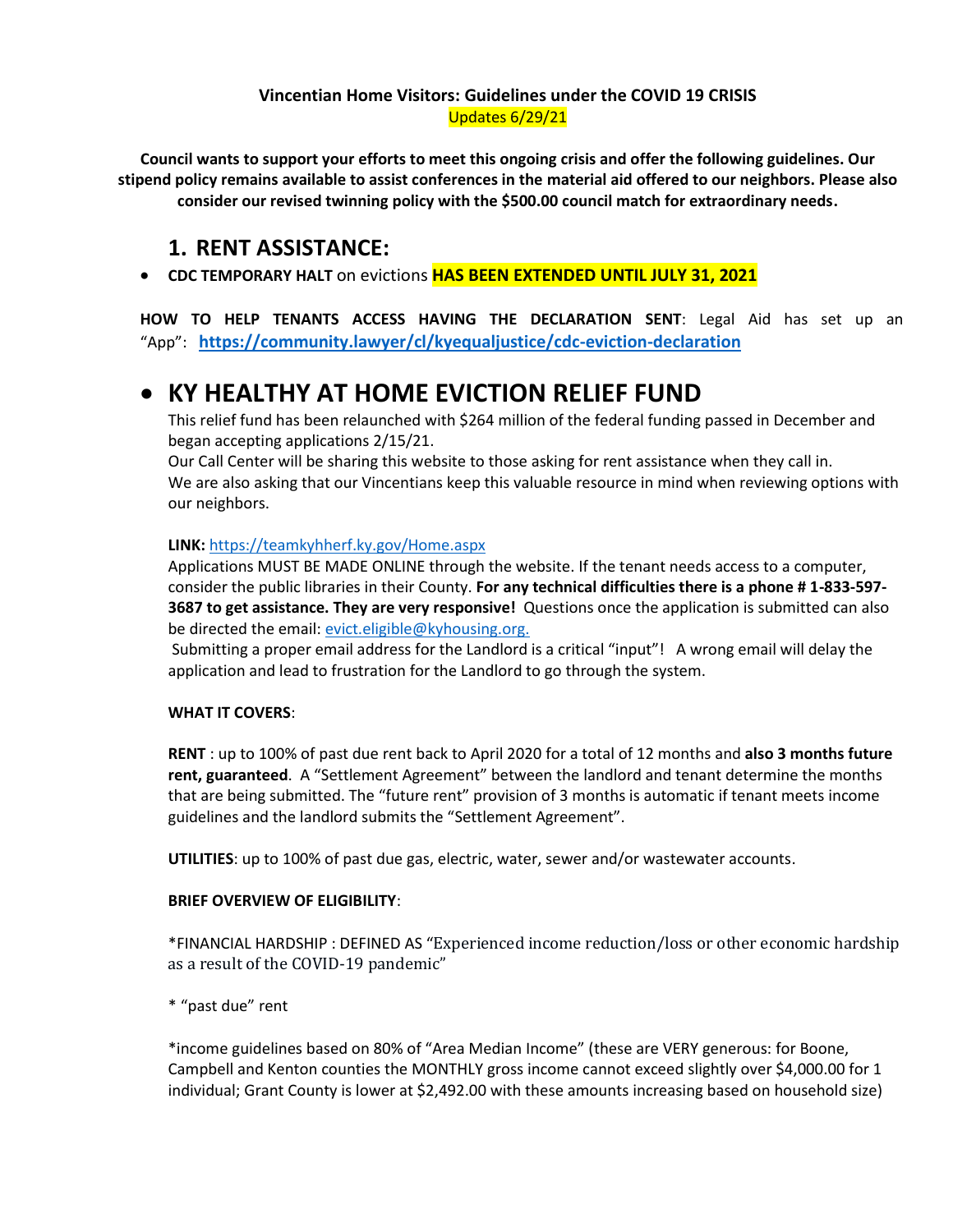**Vincentian Home Visitors: Guidelines under the COVID 19 CRISIS**
Updates 6/29/21

**Council wants to support your efforts to meet this ongoing crisis and offer the following guidelines. Our stipend policy remains available to assist conferences in the material aid offered to our neighbors. Please also consider our revised twinning policy with the $500.00 council match for extraordinary needs.**

## 1. RENT ASSISTANCE:

- **CDC TEMPORARY HALT** on evictions **HAS BEEN EXTENDED UNTIL JULY 31, 2021**

**HOW TO HELP TENANTS ACCESS HAVING THE DECLARATION SENT**: Legal Aid has set up an "App": **https://community.lawyer/cl/kyequaljustice/cdc-eviction-declaration**

- ## KY HEALTHY AT HOME EVICTION RELIEF FUND

This relief fund has been relaunched with $264 million of the federal funding passed in December and began accepting applications 2/15/21.
Our Call Center will be sharing this website to those asking for rent assistance when they call in.
We are also asking that our Vincentians keep this valuable resource in mind when reviewing options with our neighbors.

**LINK:** https://teamkyhherf.ky.gov/Home.aspx
Applications MUST BE MADE ONLINE through the website. If the tenant needs access to a computer, consider the public libraries in their County. **For any technical difficulties there is a phone # 1-833-597-3687 to get assistance. They are very responsive!** Questions once the application is submitted can also be directed the email: evict.eligible@kyhousing.org.
Submitting a proper email address for the Landlord is a critical "input"! A wrong email will delay the application and lead to frustration for the Landlord to go through the system.

**WHAT IT COVERS**:

**RENT** : up to 100% of past due rent back to April 2020 for a total of 12 months and **also 3 months future rent, guaranteed**. A "Settlement Agreement" between the landlord and tenant determine the months that are being submitted. The "future rent" provision of 3 months is automatic if tenant meets income guidelines and the landlord submits the "Settlement Agreement".

**UTILITIES**: up to 100% of past due gas, electric, water, sewer and/or wastewater accounts.

**BRIEF OVERVIEW OF ELIGIBILITY**:

*FINANCIAL HARDSHIP : DEFINED AS "Experienced income reduction/loss or other economic hardship as a result of the COVID-19 pandemic"

* "past due" rent

*income guidelines based on 80% of "Area Median Income" (these are VERY generous: for Boone, Campbell and Kenton counties the MONTHLY gross income cannot exceed slightly over $4,000.00 for 1 individual; Grant County is lower at $2,492.00 with these amounts increasing based on household size)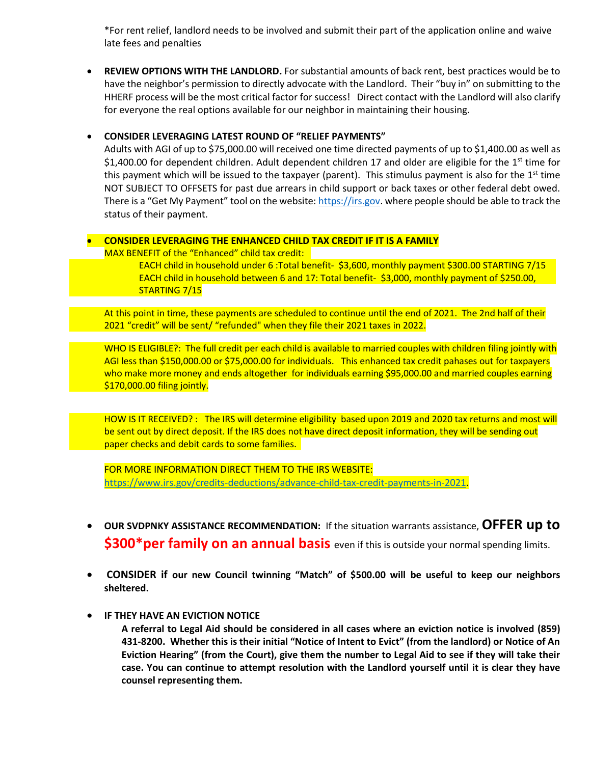*For rent relief, landlord needs to be involved and submit their part of the application online and waive late fees and penalties

- **REVIEW OPTIONS WITH THE LANDLORD.** For substantial amounts of back rent, best practices would be to have the neighbor's permission to directly advocate with the Landlord. Their "buy in" on submitting to the HHERF process will be the most critical factor for success! Direct contact with the Landlord will also clarify for everyone the real options available for our neighbor in maintaining their housing.

- **CONSIDER LEVERAGING LATEST ROUND OF "RELIEF PAYMENTS"**
  Adults with AGI of up to $75,000.00 will received one time directed payments of up to $1,400.00 as well as $1,400.00 for dependent children. Adult dependent children 17 and older are eligible for the 1st time for this payment which will be issued to the taxpayer (parent). This stimulus payment is also for the 1st time NOT SUBJECT TO OFFSETS for past due arrears in child support or back taxes or other federal debt owed. There is a "Get My Payment" tool on the website: https://irs.gov. where people should be able to track the status of their payment.

- **CONSIDER LEVERAGING THE ENHANCED CHILD TAX CREDIT IF IT IS A FAMILY**
  MAX BENEFIT of the "Enhanced" child tax credit:
  
  EACH child in household under 6 :Total benefit- $3,600, monthly payment $300.00 STARTING 7/15
  
  EACH child in household between 6 and 17: Total benefit- $3,000, monthly payment of $250.00, STARTING 7/15

  At this point in time, these payments are scheduled to continue until the end of 2021. The 2nd half of their 2021 "credit" will be sent/ "refunded" when they file their 2021 taxes in 2022.

  WHO IS ELIGIBLE?: The full credit per each child is available to married couples with children filing jointly with AGI less than $150,000.00 or $75,000.00 for individuals. This enhanced tax credit pahases out for taxpayers who make more money and ends altogether for individuals earning $95,000.00 and married couples earning $170,000.00 filing jointly.

  HOW IS IT RECEIVED? : The IRS will determine eligibility based upon 2019 and 2020 tax returns and most will be sent out by direct deposit. If the IRS does not have direct deposit information, they will be sending out paper checks and debit cards to some families.

  FOR MORE INFORMATION DIRECT THEM TO THE IRS WEBSITE: https://www.irs.gov/credits-deductions/advance-child-tax-credit-payments-in-2021.

- **OUR SVDPNKY ASSISTANCE RECOMMENDATION:** If the situation warrants assistance, **OFFER up to $300*per family on an annual basis** even if this is outside your normal spending limits.

- **CONSIDER if our new Council twinning "Match" of $500.00 will be useful to keep our neighbors sheltered.**

- **IF THEY HAVE AN EVICTION NOTICE**
  **A referral to Legal Aid should be considered in all cases where an eviction notice is involved (859) 431-8200. Whether this is their initial "Notice of Intent to Evict" (from the landlord) or Notice of An Eviction Hearing" (from the Court), give them the number to Legal Aid to see if they will take their case. You can continue to attempt resolution with the Landlord yourself until it is clear they have counsel representing them.**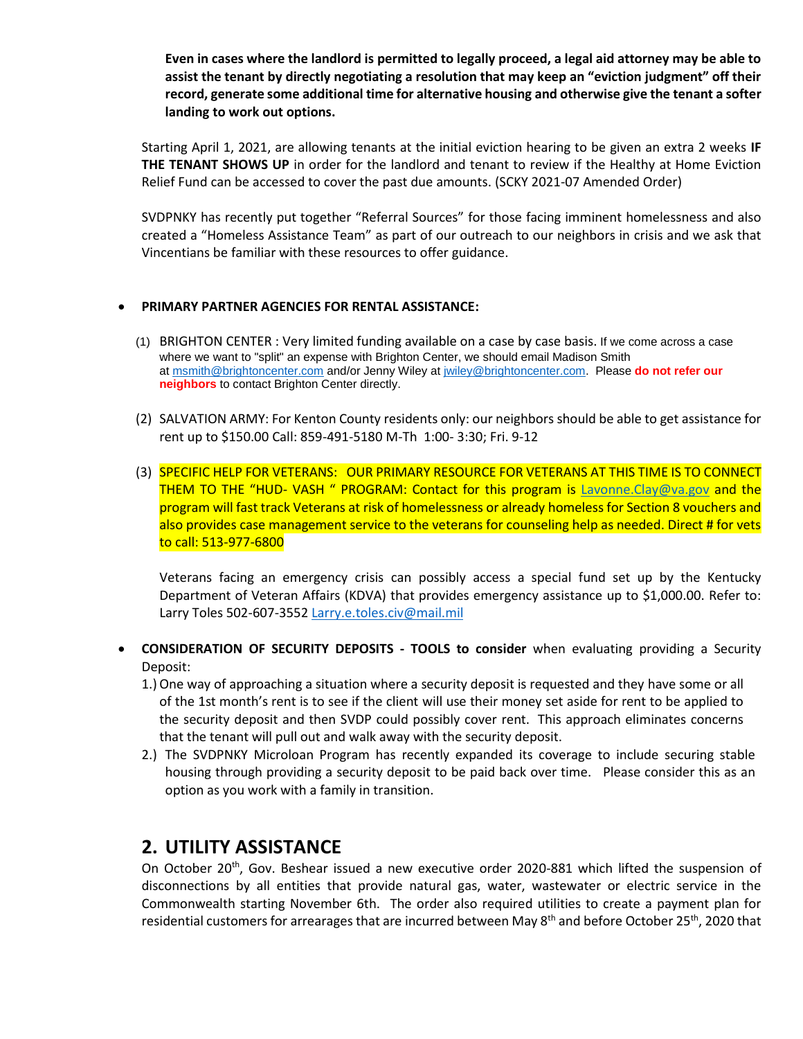**Even in cases where the landlord is permitted to legally proceed, a legal aid attorney may be able to assist the tenant by directly negotiating a resolution that may keep an "eviction judgment" off their record, generate some additional time for alternative housing and otherwise give the tenant a softer landing to work out options.**

Starting April 1, 2021, are allowing tenants at the initial eviction hearing to be given an extra 2 weeks **IF THE TENANT SHOWS UP** in order for the landlord and tenant to review if the Healthy at Home Eviction Relief Fund can be accessed to cover the past due amounts. (SCKY 2021-07 Amended Order)

SVDPNKY has recently put together "Referral Sources" for those facing imminent homelessness and also created a "Homeless Assistance Team" as part of our outreach to our neighbors in crisis and we ask that Vincentians be familiar with these resources to offer guidance.

- **PRIMARY PARTNER AGENCIES FOR RENTAL ASSISTANCE:**

  (1) BRIGHTON CENTER : Very limited funding available on a case by case basis. If we come across a case where we want to "split" an expense with Brighton Center, we should email Madison Smith at msmith@brightoncenter.com and/or Jenny Wiley at jwiley@brightoncenter.com. Please **do not refer our neighbors** to contact Brighton Center directly.

  (2) SALVATION ARMY: For Kenton County residents only: our neighbors should be able to get assistance for rent up to $150.00 Call: 859-491-5180 M-Th 1:00- 3:30; Fri. 9-12

  (3) SPECIFIC HELP FOR VETERANS: OUR PRIMARY RESOURCE FOR VETERANS AT THIS TIME IS TO CONNECT THEM TO THE "HUD- VASH " PROGRAM: Contact for this program is Lavonne.Clay@va.gov and the program will fast track Veterans at risk of homelessness or already homeless for Section 8 vouchers and also provides case management service to the veterans for counseling help as needed. Direct # for vets to call: 513-977-6800

  Veterans facing an emergency crisis can possibly access a special fund set up by the Kentucky Department of Veteran Affairs (KDVA) that provides emergency assistance up to $1,000.00. Refer to: Larry Toles 502-607-3552 Larry.e.toles.civ@mail.mil

- **CONSIDERATION OF SECURITY DEPOSITS - TOOLS to consider** when evaluating providing a Security Deposit:

  1.) One way of approaching a situation where a security deposit is requested and they have some or all of the 1st month's rent is to see if the client will use their money set aside for rent to be applied to the security deposit and then SVDP could possibly cover rent. This approach eliminates concerns that the tenant will pull out and walk away with the security deposit.

  2.) The SVDPNKY Microloan Program has recently expanded its coverage to include securing stable housing through providing a security deposit to be paid back over time. Please consider this as an option as you work with a family in transition.

## 2. UTILITY ASSISTANCE

On October 20th, Gov. Beshear issued a new executive order 2020-881 which lifted the suspension of disconnections by all entities that provide natural gas, water, wastewater or electric service in the Commonwealth starting November 6th. The order also required utilities to create a payment plan for residential customers for arrearages that are incurred between May 8th and before October 25th, 2020 that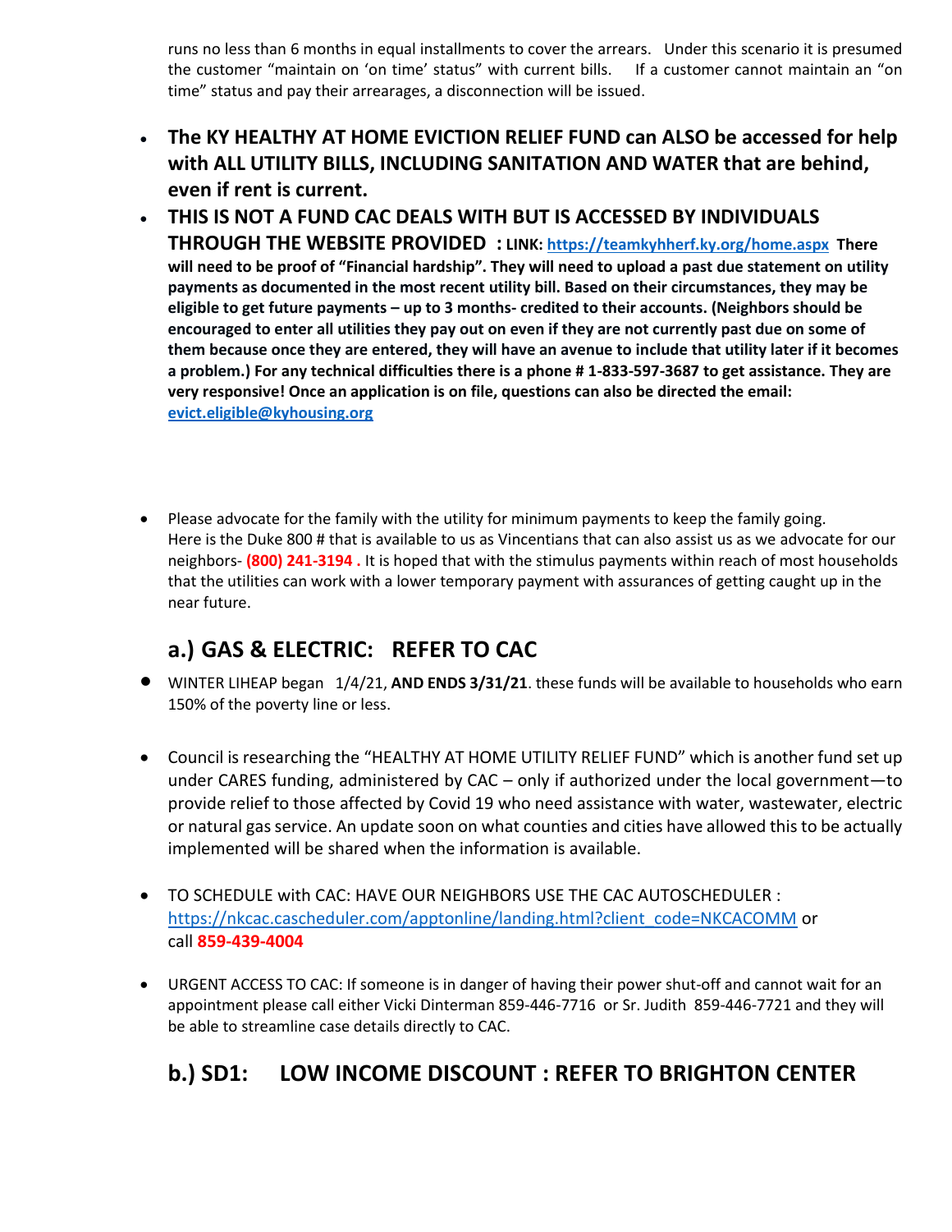runs no less than 6 months in equal installments to cover the arrears. Under this scenario it is presumed the customer "maintain on 'on time' status" with current bills. If a customer cannot maintain an "on time" status and pay their arrearages, a disconnection will be issued.

- **The KY HEALTHY AT HOME EVICTION RELIEF FUND can ALSO be accessed for help with ALL UTILITY BILLS, INCLUDING SANITATION AND WATER that are behind, even if rent is current.**
- **THIS IS NOT A FUND CAC DEALS WITH BUT IS ACCESSED BY INDIVIDUALS THROUGH THE WEBSITE PROVIDED : LINK: [https://teamkyhherf.ky.org/home.aspx](https://teamkyhherf.ky.org/home.aspx) There will need to be proof of "Financial hardship". They will need to upload a past due statement on utility payments as documented in the most recent utility bill. Based on their circumstances, they may be eligible to get future payments – up to 3 months- credited to their accounts. (Neighbors should be encouraged to enter all utilities they pay out on even if they are not currently past due on some of them because once they are entered, they will have an avenue to include that utility later if it becomes a problem.) For any technical difficulties there is a phone # 1-833-597-3687 to get assistance. They are very responsive! Once an application is on file, questions can also be directed the email: [evict.eligible@kyhousing.org](mailto:evict.eligible@kyhousing.org)**

- Please advocate for the family with the utility for minimum payments to keep the family going. Here is the Duke 800 # that is available to us as Vincentians that can also assist us as we advocate for our neighbors- **(800) 241-3194 .** It is hoped that with the stimulus payments within reach of most households that the utilities can work with a lower temporary payment with assurances of getting caught up in the near future.

## a.) GAS & ELECTRIC: REFER TO CAC

- WINTER LIHEAP began 1/4/21, **AND ENDS 3/31/21**. these funds will be available to households who earn 150% of the poverty line or less.

- Council is researching the "HEALTHY AT HOME UTILITY RELIEF FUND" which is another fund set up under CARES funding, administered by CAC – only if authorized under the local government—to provide relief to those affected by Covid 19 who need assistance with water, wastewater, electric or natural gas service. An update soon on what counties and cities have allowed this to be actually implemented will be shared when the information is available.

- TO SCHEDULE with CAC: HAVE OUR NEIGHBORS USE THE CAC AUTOSCHEDULER : [https://nkcac.cascheduler.com/apptonline/landing.html?client_code=NKCACOMM](https://nkcac.cascheduler.com/apptonline/landing.html?client_code=NKCACOMM) or call **859-439-4004**

- URGENT ACCESS TO CAC: If someone is in danger of having their power shut-off and cannot wait for an appointment please call either Vicki Dinterman 859-446-7716 or Sr. Judith 859-446-7721 and they will be able to streamline case details directly to CAC.

## b.) SD1: LOW INCOME DISCOUNT : REFER TO BRIGHTON CENTER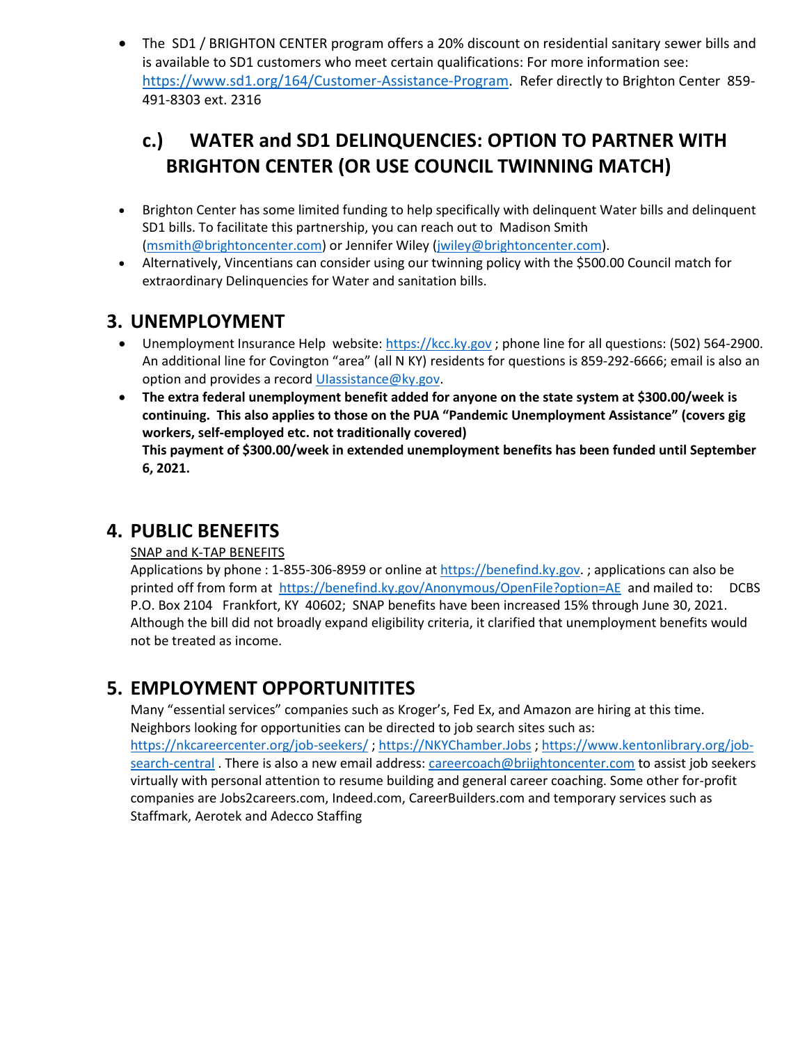- The SD1 / BRIGHTON CENTER program offers a 20% discount on residential sanitary sewer bills and is available to SD1 customers who meet certain qualifications: For more information see: https://www.sd1.org/164/Customer-Assistance-Program. Refer directly to Brighton Center 859-491-8303 ext. 2316

## c.) WATER and SD1 DELINQUENCIES: OPTION TO PARTNER WITH BRIGHTON CENTER (OR USE COUNCIL TWINNING MATCH)

- Brighton Center has some limited funding to help specifically with delinquent Water bills and delinquent SD1 bills. To facilitate this partnership, you can reach out to Madison Smith (msmith@brightoncenter.com) or Jennifer Wiley (jwiley@brightoncenter.com).
- Alternatively, Vincentians can consider using our twinning policy with the $500.00 Council match for extraordinary Delinquencies for Water and sanitation bills.

## 3. UNEMPLOYMENT

- Unemployment Insurance Help website: https://kcc.ky.gov ; phone line for all questions: (502) 564-2900. An additional line for Covington "area" (all N KY) residents for questions is 859-292-6666; email is also an option and provides a record UIassistance@ky.gov.
- **The extra federal unemployment benefit added for anyone on the state system at $300.00/week is continuing. This also applies to those on the PUA "Pandemic Unemployment Assistance" (covers gig workers, self-employed etc. not traditionally covered)**
  **This payment of $300.00/week in extended unemployment benefits has been funded until September 6, 2021.**

## 4. PUBLIC BENEFITS

SNAP and K-TAP BENEFITS

Applications by phone : 1-855-306-8959 or online at https://benefind.ky.gov. ; applications can also be printed off from form at https://benefind.ky.gov/Anonymous/OpenFile?option=AE and mailed to: DCBS P.O. Box 2104 Frankfort, KY 40602; SNAP benefits have been increased 15% through June 30, 2021. Although the bill did not broadly expand eligibility criteria, it clarified that unemployment benefits would not be treated as income.

## 5. EMPLOYMENT OPPORTUNITITES

Many "essential services" companies such as Kroger's, Fed Ex, and Amazon are hiring at this time. Neighbors looking for opportunities can be directed to job search sites such as: https://nkcareercenter.org/job-seekers/ ; https://NKYChamber.Jobs ; https://www.kentonlibrary.org/job-search-central . There is also a new email address: careercoach@briightoncenter.com to assist job seekers virtually with personal attention to resume building and general career coaching. Some other for-profit companies are Jobs2careers.com, Indeed.com, CareerBuilders.com and temporary services such as Staffmark, Aerotek and Adecco Staffing